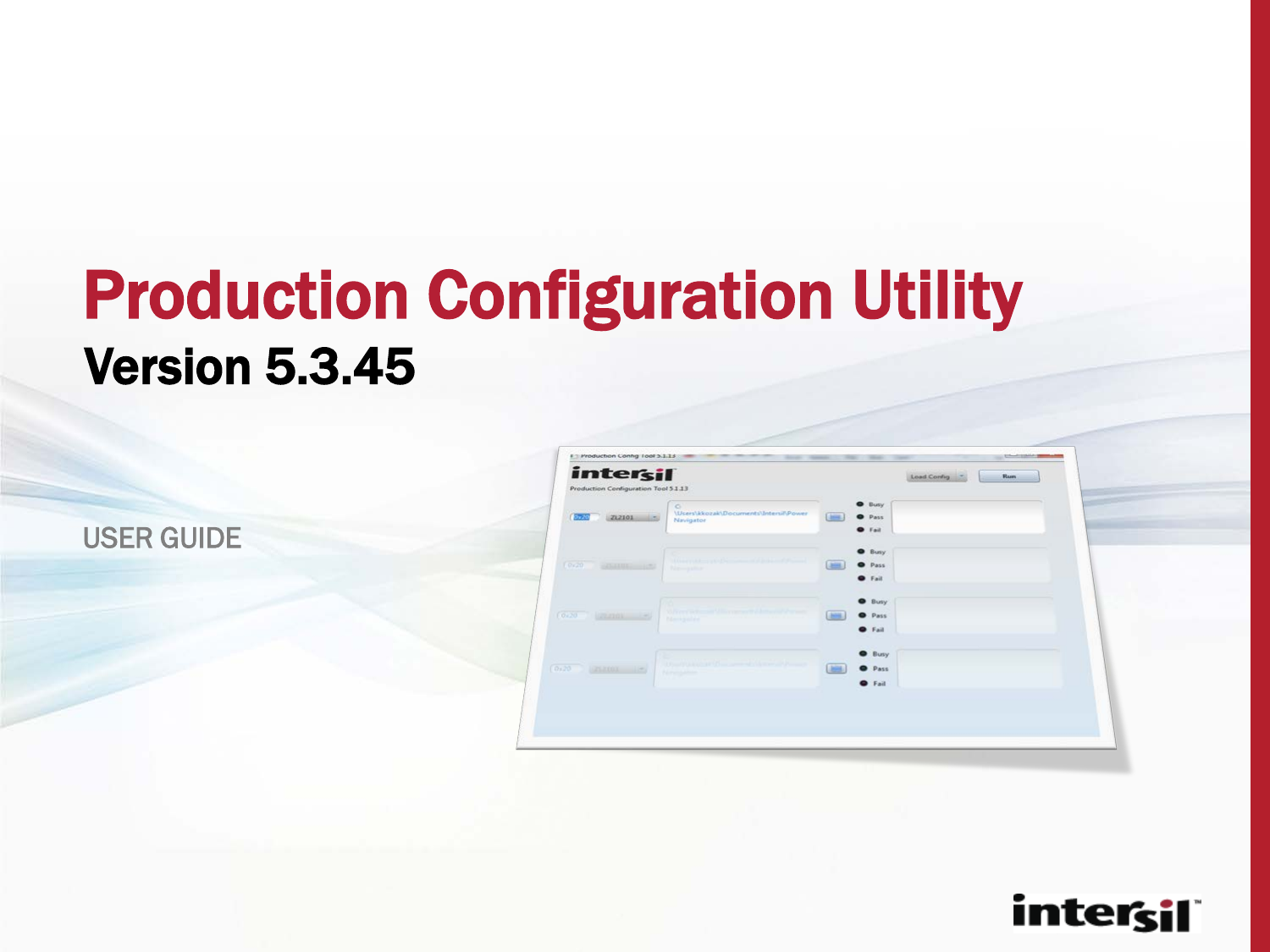# Production Configuration Utility

## Version 5.3.45

USER GUIDE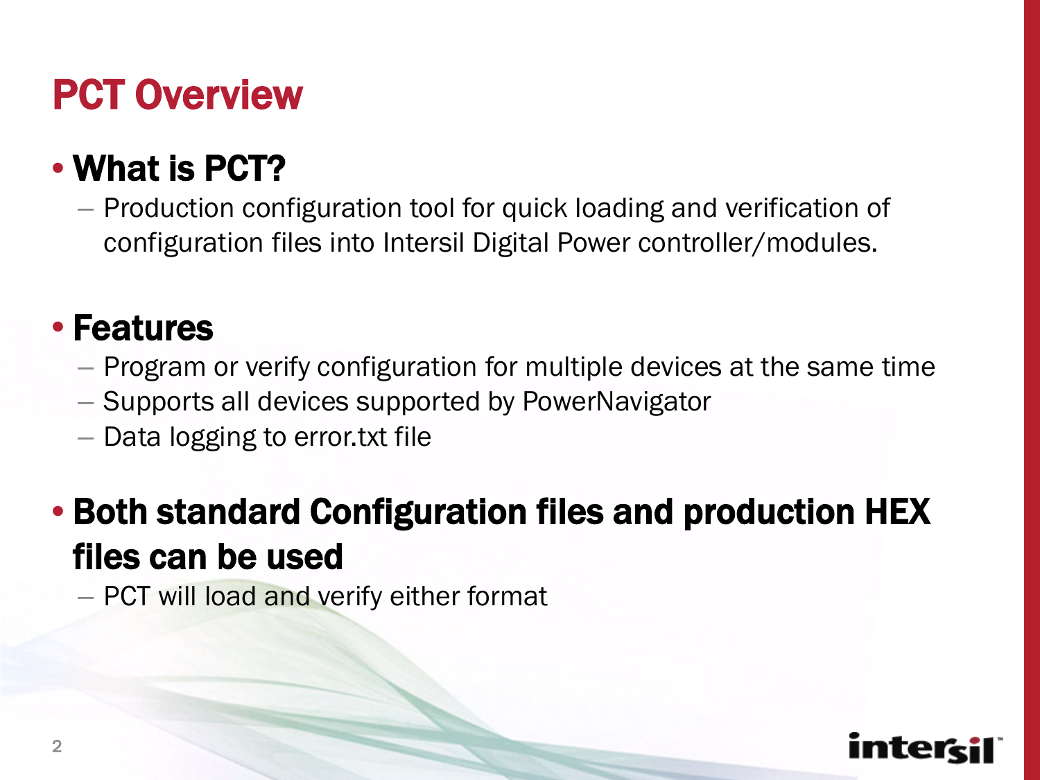# PCT Overview

- **What is PCT?**
  - Production configuration tool for quick loading and verification of configuration files into Intersil Digital Power controller/modules.

- **Features**
  - Program or verify configuration for multiple devices at the same time
  - Supports all devices supported by PowerNavigator
  - Data logging to error.txt file

- **Both standard Configuration files and production HEX files can be used**
  - PCT will load and verify either format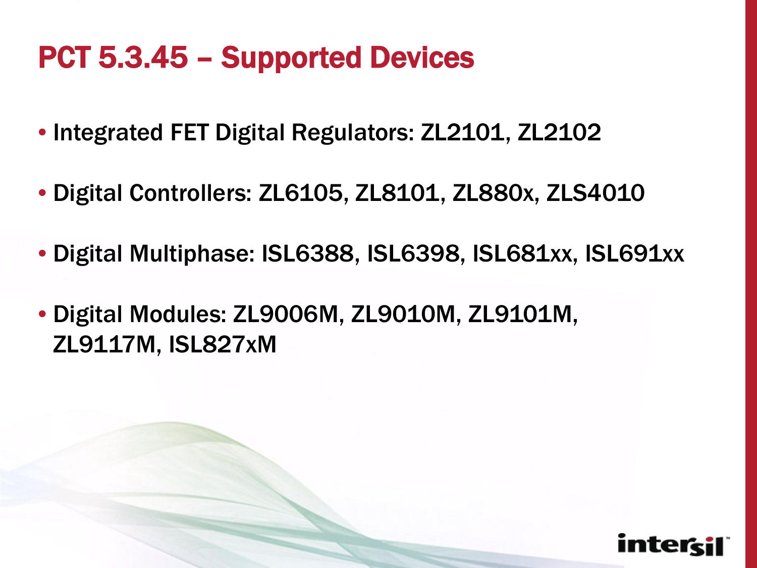# PCT 5.3.45 – Supported Devices

- Integrated FET Digital Regulators: ZL2101, ZL2102
- Digital Controllers: ZL6105, ZL8101, ZL880x, ZLS4010
- Digital Multiphase: ISL6388, ISL6398, ISL681xx, ISL691xx
- Digital Modules: ZL9006M, ZL9010M, ZL9101M, ZL9117M, ISL827xM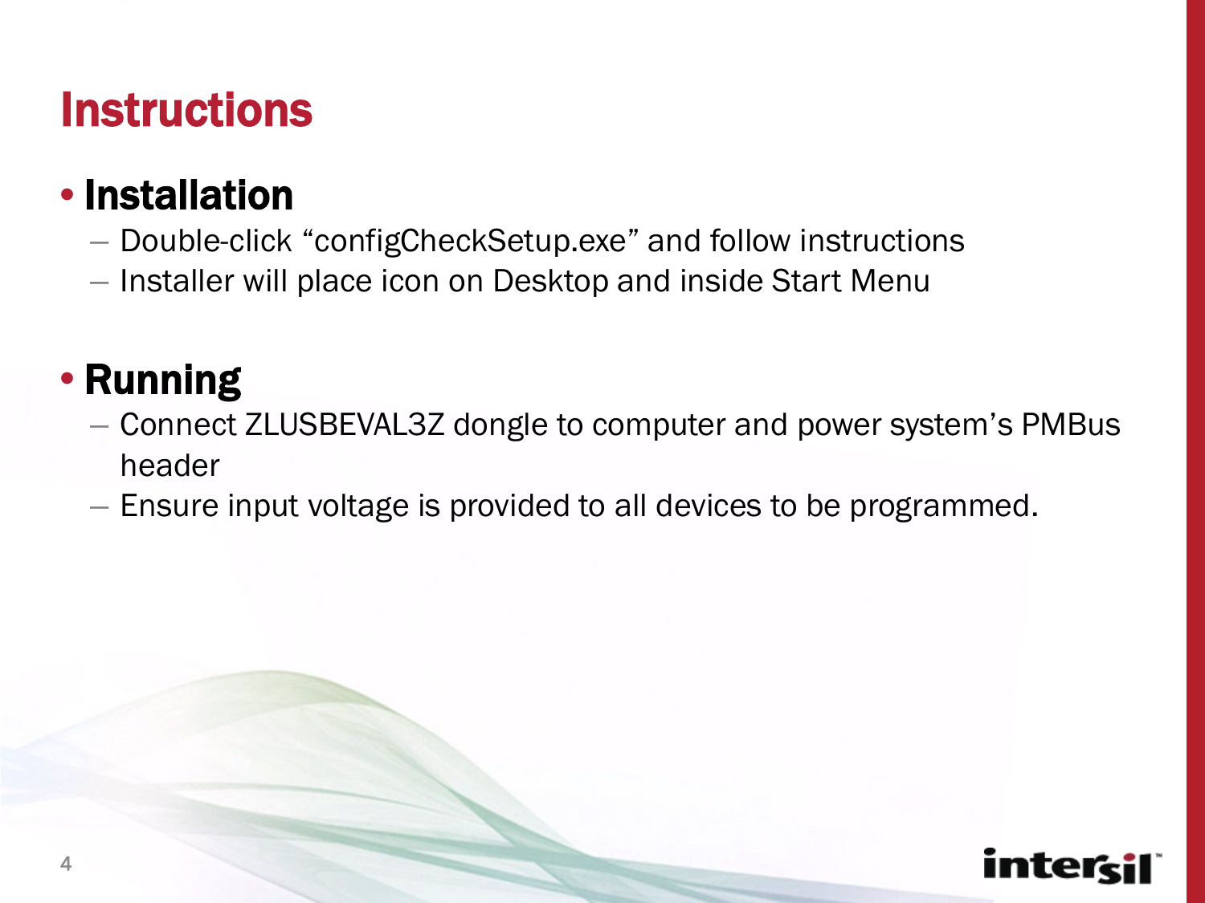# Instructions

- **Installation**
  - Double-click “configCheckSetup.exe” and follow instructions
  - Installer will place icon on Desktop and inside Start Menu

- **Running**
  - Connect ZLUSBEVAL3Z dongle to computer and power system’s PMBus header
  - Ensure input voltage is provided to all devices to be programmed.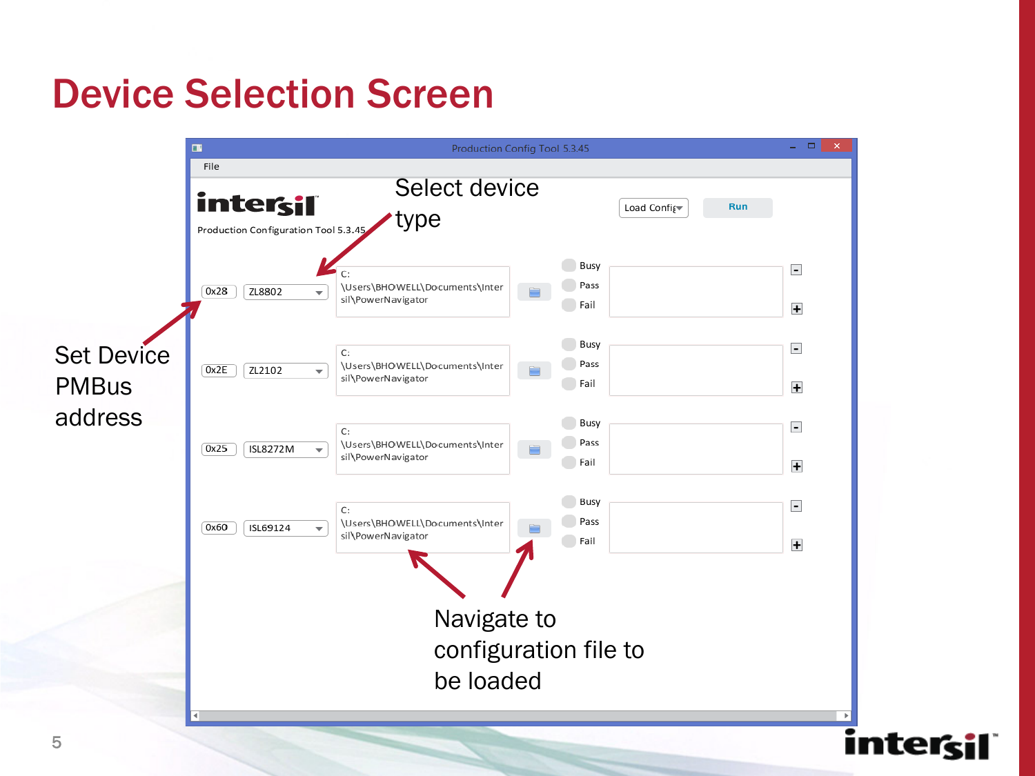# Device Selection Screen

Production Config Tool 5.3.45

File

intersil

Production Configuration Tool 5.3.45

Load Config | Run

Select device type

Set Device PMBus address

| Address | Device | Configuration File | Status |
|---|---|---|---|
| 0x28 | ZL8802 | C:\Users\BHOWELL\Documents\Intersil\PowerNavigator | Busy / Pass / Fail |
| 0x2E | ZL2102 | C:\Users\BHOWELL\Documents\Intersil\PowerNavigator | Busy / Pass / Fail |
| 0x25 | ISL8272M | C:\Users\BHOWELL\Documents\Intersil\PowerNavigator | Busy / Pass / Fail |
| 0x60 | ISL69124 | C:\Users\BHOWELL\Documents\Intersil\PowerNavigator | Busy / Pass / Fail |

Navigate to configuration file to be loaded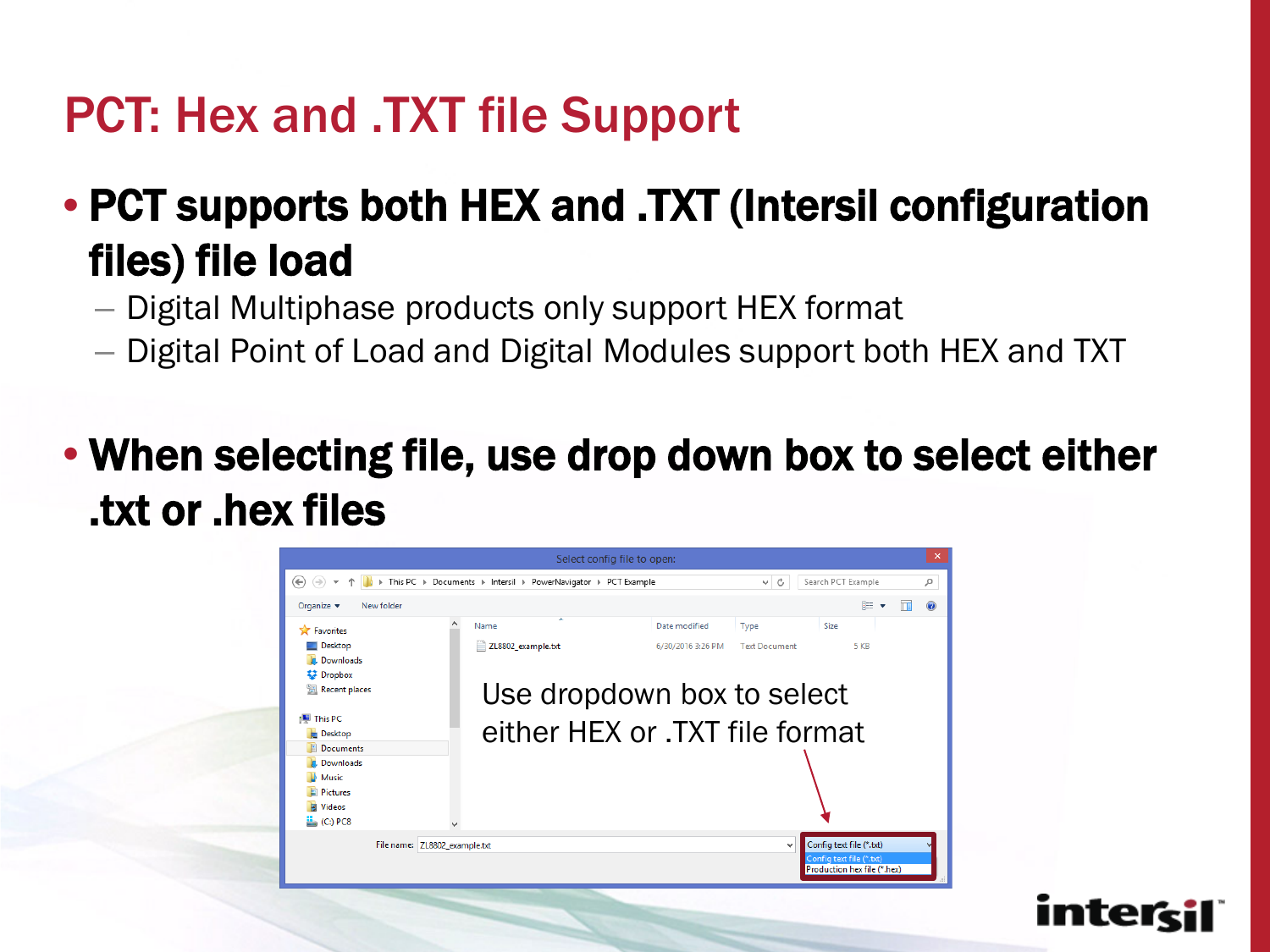# PCT: Hex and .TXT file Support

- **PCT supports both HEX and .TXT (Intersil configuration files) file load**
  - Digital Multiphase products only support HEX format
  - Digital Point of Load and Digital Modules support both HEX and TXT

- **When selecting file, use drop down box to select either .txt or .hex files**

Use dropdown box to select either HEX or .TXT file format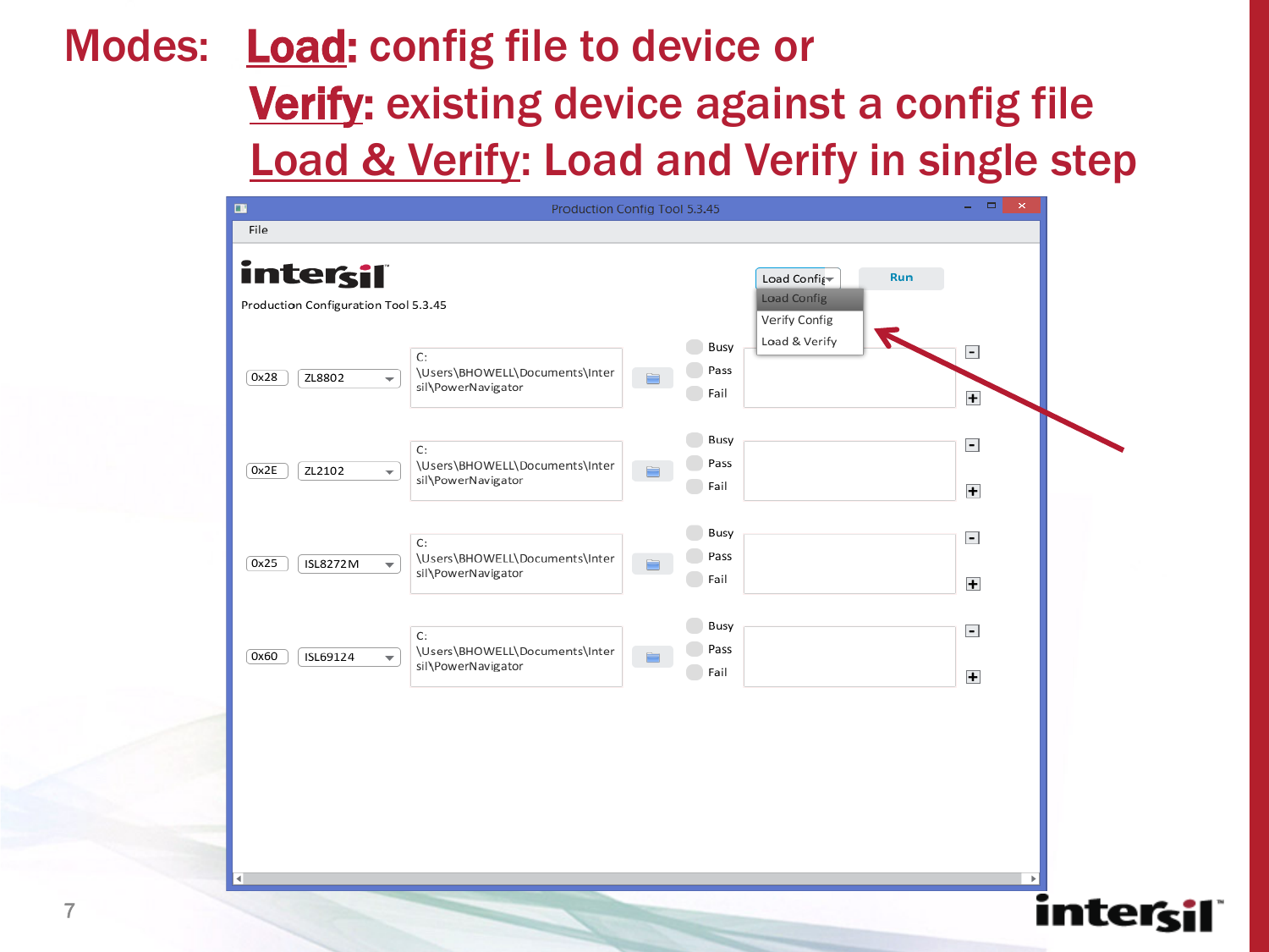Modes: **Load:** config file to device or
**Verify:** existing device against a config file
**Load & Verify:** Load and Verify in single step

Production Config Tool 5.3.45

File

intersil

Production Configuration Tool 5.3.45

Load Config | Run

- Load Config
- Verify Config
- Load & Verify

| Address | Device | Config File | Status |
|---|---|---|---|
| 0x28 | ZL8802 | C:\Users\BHOWELL\Documents\Intersil\PowerNavigator | Busy / Pass / Fail |
| 0x2E | ZL2102 | C:\Users\BHOWELL\Documents\Intersil\PowerNavigator | Busy / Pass / Fail |
| 0x25 | ISL8272M | C:\Users\BHOWELL\Documents\Intersil\PowerNavigator | Busy / Pass / Fail |
| 0x60 | ISL69124 | C:\Users\BHOWELL\Documents\Intersil\PowerNavigator | Busy / Pass / Fail |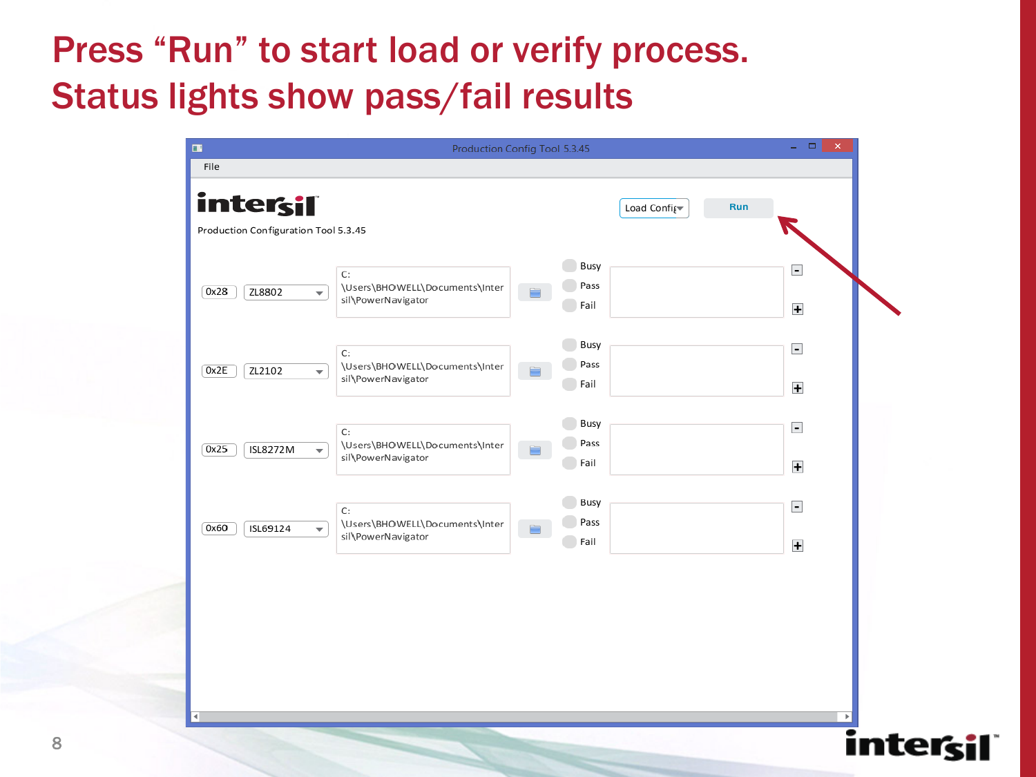# Press "Run" to start load or verify process. Status lights show pass/fail results

Production Config Tool 5.3.45

File

intersil

Production Configuration Tool 5.3.45

Load Config | Run

| Address | Device | Path | Status |
|---|---|---|---|
| 0x28 | ZL8802 | C:\Users\BHOWELL\Documents\Intersil\PowerNavigator | Busy / Pass / Fail |
| 0x2E | ZL2102 | C:\Users\BHOWELL\Documents\Intersil\PowerNavigator | Busy / Pass / Fail |
| 0x25 | ISL8272M | C:\Users\BHOWELL\Documents\Intersil\PowerNavigator | Busy / Pass / Fail |
| 0x60 | ISL69124 | C:\Users\BHOWELL\Documents\Intersil\PowerNavigator | Busy / Pass / Fail |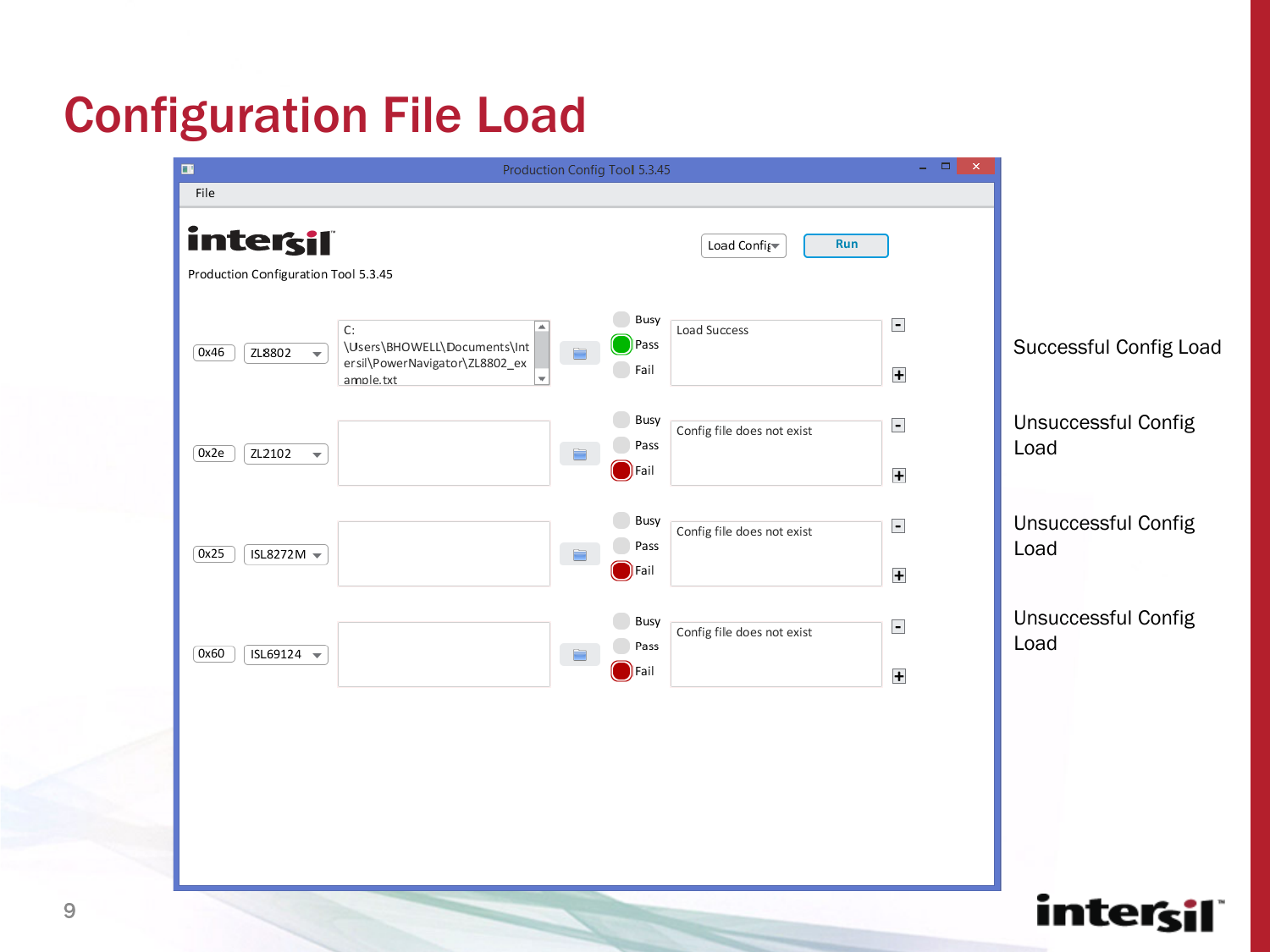# Configuration File Load

Production Config Tool 5.3.45

File

intersil

Production Configuration Tool 5.3.45

Load Config | Run

| Address | Device | Config File | Status | Message |
| --- | --- | --- | --- | --- |
| 0x46 | ZL8802 | C:\Users\BHOWELL\Documents\Intersil\PowerNavigator\ZL8802_example.txt | Pass | Load Success |
| 0x2e | ZL2102 | | Fail | Config file does not exist |
| 0x25 | ISL8272M | | Fail | Config file does not exist |
| 0x60 | ISL69124 | | Fail | Config file does not exist |

Successful Config Load

Unsuccessful Config Load

Unsuccessful Config Load

Unsuccessful Config Load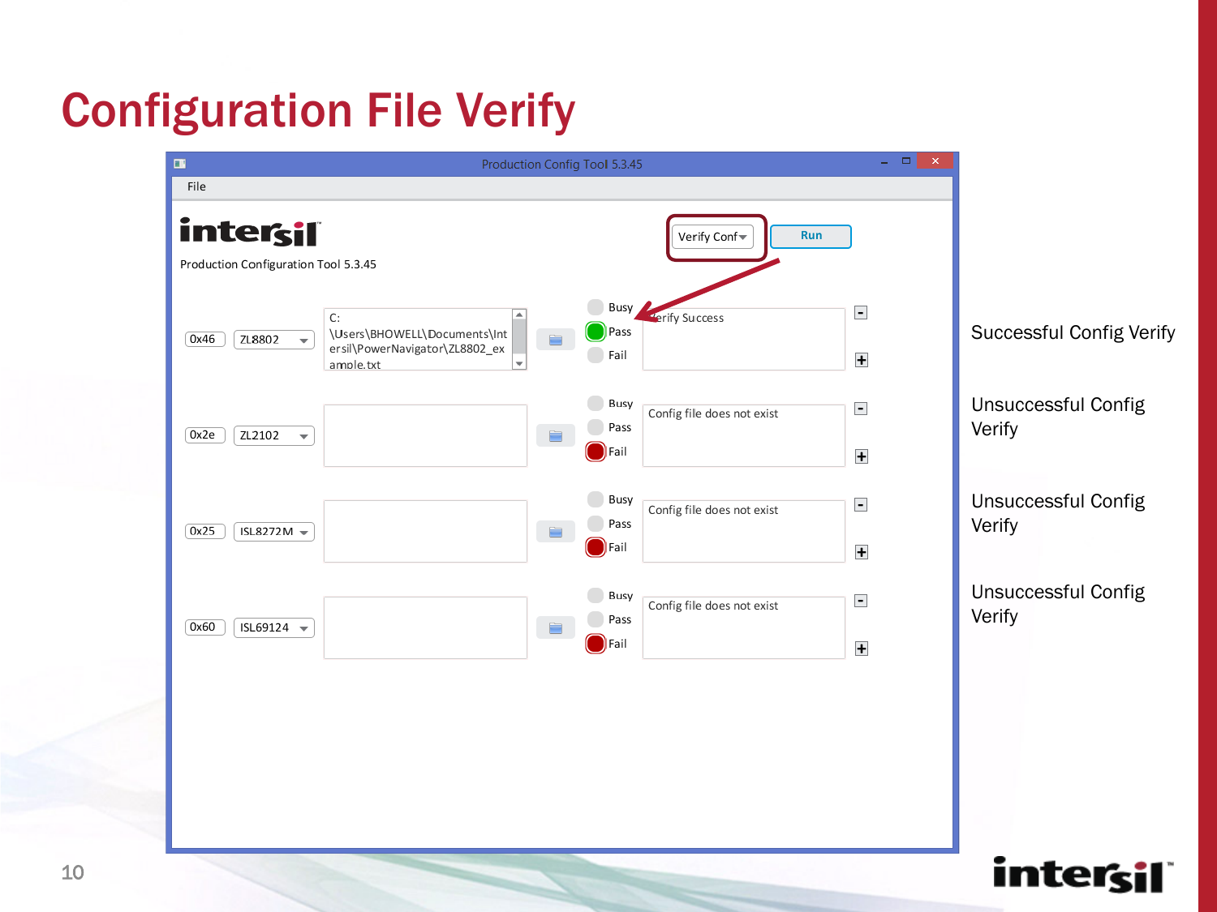# Configuration File Verify

Production Config Tool 5.3.45

File

intersil

Production Configuration Tool 5.3.45

Verify Conf | Run

| Address | Device | Config File | Status | Message |
| --- | --- | --- | --- | --- |
| 0x46 | ZL8802 | C:\Users\BHOWELL\Documents\Intersil\PowerNavigator\ZL8802_example.txt | Pass | Verify Success |
| 0x2e | ZL2102 | | Fail | Config file does not exist |
| 0x25 | ISL8272M | | Fail | Config file does not exist |
| 0x60 | ISL69124 | | Fail | Config file does not exist |

Successful Config Verify

Unsuccessful Config Verify

Unsuccessful Config Verify

Unsuccessful Config Verify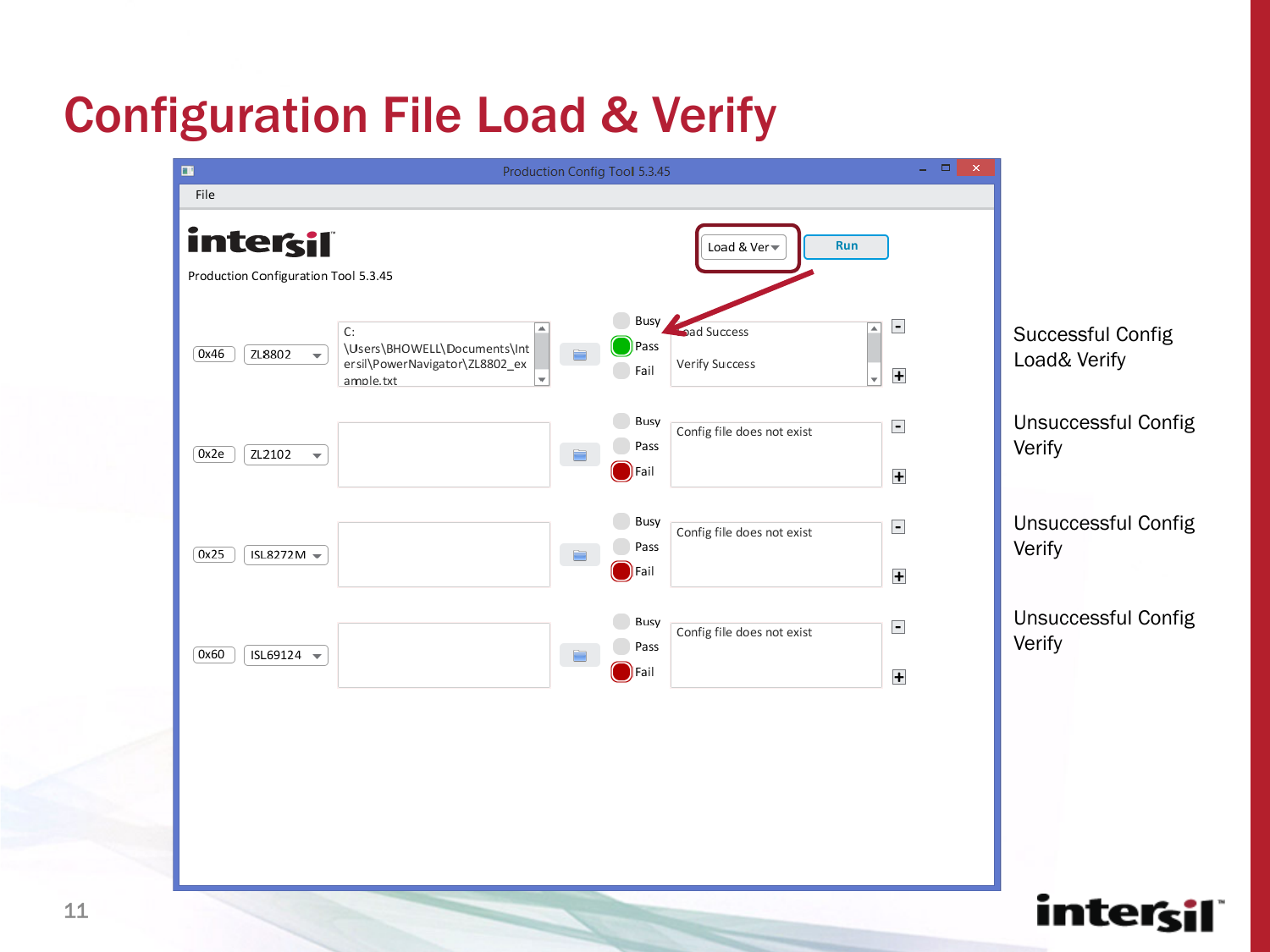# Configuration File Load & Verify

Production Config Tool 5.3.45

File

intersil

Production Configuration Tool 5.3.45

Load & Ver | Run

| Address | Device | Config File | Status | Message |
|---|---|---|---|---|
| 0x46 | ZL8802 | C:\Users\BHOWELL\Documents\Intersil\PowerNavigator\ZL8802_example.txt | Pass | Load Success, Verify Success |
| 0x2e | ZL2102 | | Fail | Config file does not exist |
| 0x25 | ISL8272M | | Fail | Config file does not exist |
| 0x60 | ISL69124 | | Fail | Config file does not exist |

Successful Config Load& Verify

Unsuccessful Config Verify

Unsuccessful Config Verify

Unsuccessful Config Verify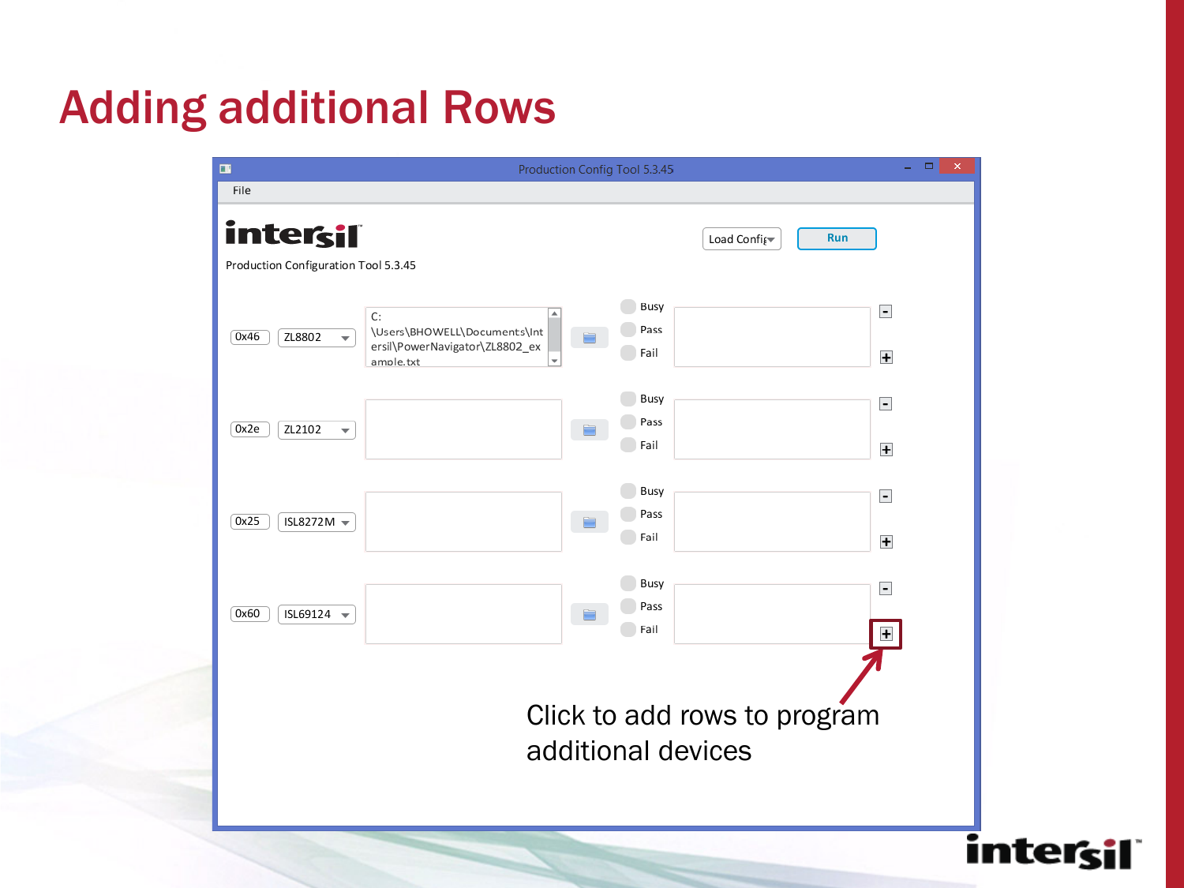# Adding additional Rows

Production Config Tool 5.3.45

File

intersil

Production Configuration Tool 5.3.45

Load Config | Run

| Address | Device | Config File | Status | Output |
| --- | --- | --- | --- | --- |
| 0x46 | ZL8802 | C:\Users\BHOWELL\Documents\Intersil\PowerNavigator\ZL8802_example.txt | Busy / Pass / Fail | |
| 0x2e | ZL2102 | | Busy / Pass / Fail | |
| 0x25 | ISL8272M | | Busy / Pass / Fail | |
| 0x60 | ISL69124 | | Busy / Pass / Fail | |

Click to add rows to program additional devices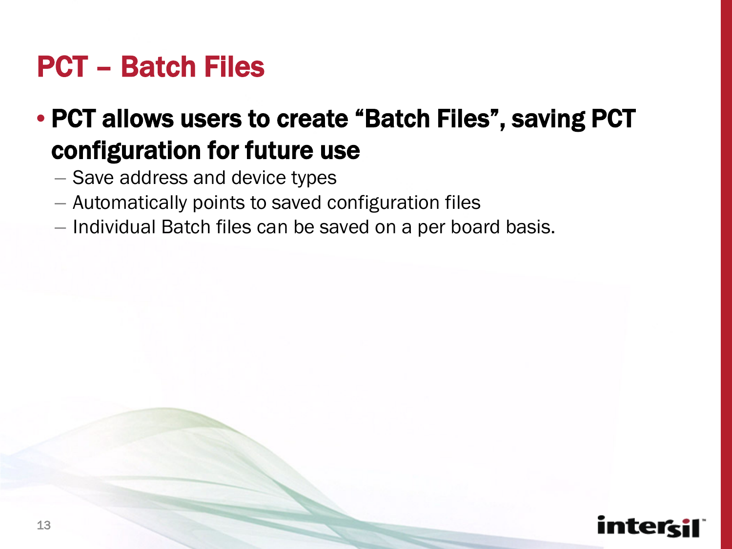# PCT – Batch Files

- **PCT allows users to create "Batch Files", saving PCT configuration for future use**
  - Save address and device types
  - Automatically points to saved configuration files
  - Individual Batch files can be saved on a per board basis.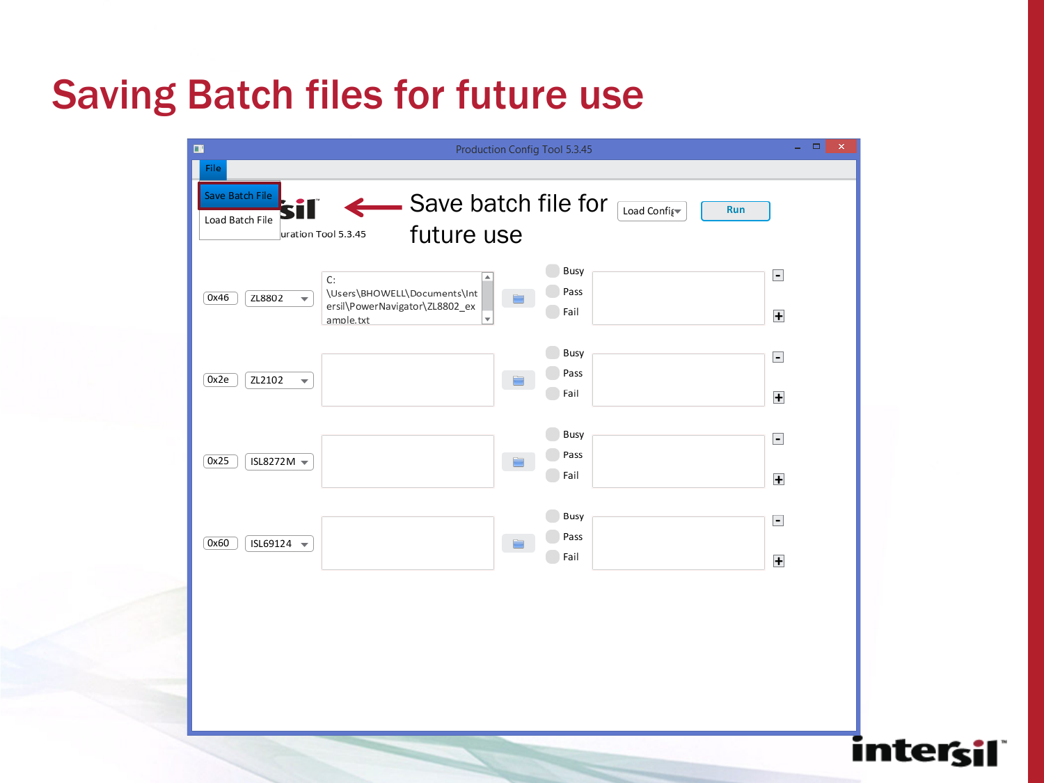# Saving Batch files for future use

Production Config Tool 5.3.45

File

Save Batch File

Load Batch File

Save batch file for future use

Load Config

Run

uration Tool 5.3.45

0x46 ZL8802 C: \Users\BHOWELL\Documents\Intersil\PowerNavigator\ZL8802_example.txt Busy Pass Fail

0x2e ZL2102 Busy Pass Fail

0x25 ISL8272M Busy Pass Fail

0x60 ISL69124 Busy Pass Fail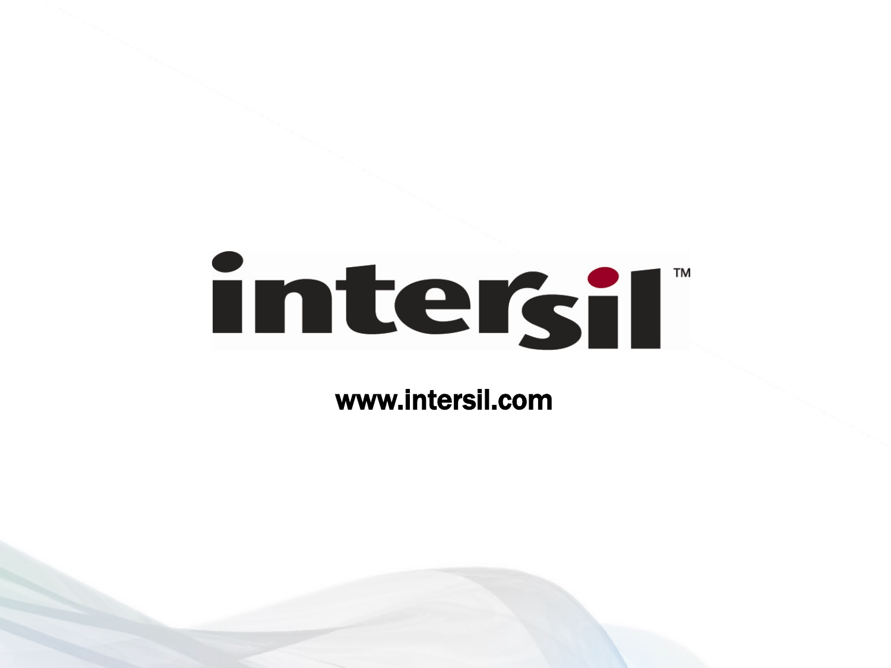intersil™

www.intersil.com